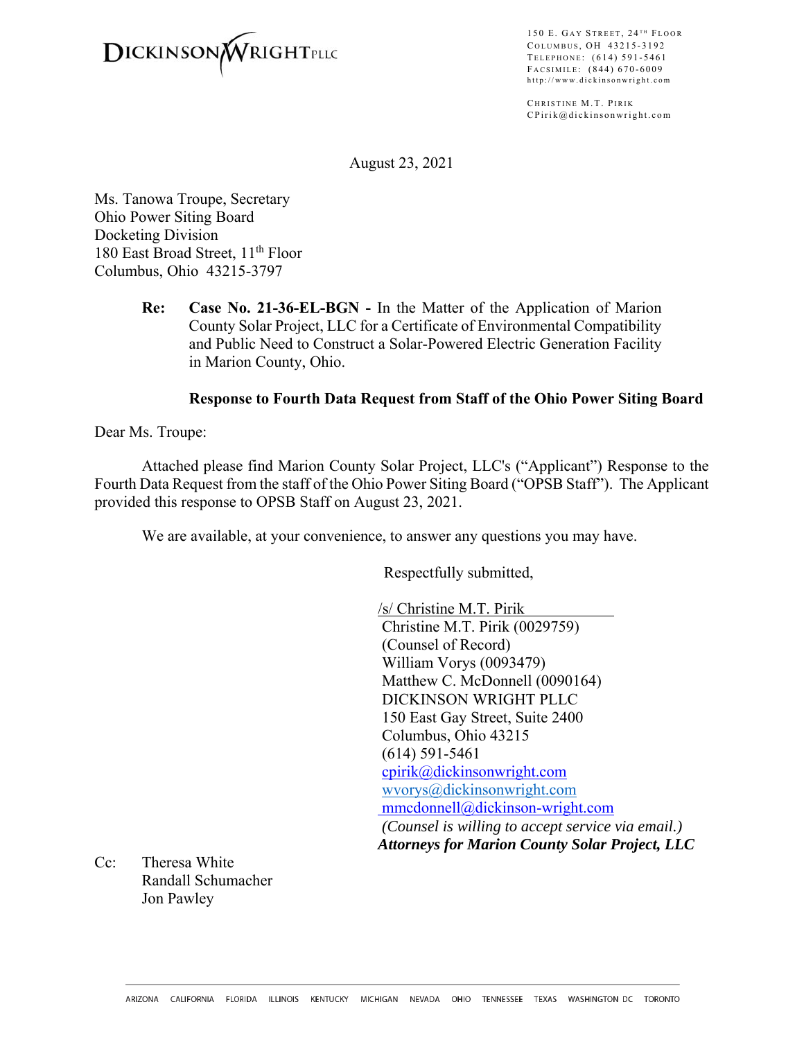DICKINSON WRIGHT PLLC

150 E. Gay Street, 24th Floor
Columbus, OH 43215-3192
Telephone: (614) 591-5461
Facsimile: (844) 670-6009
http://www.dickinsonwright.com

Christine M.T. Pirik
CPirik@dickinsonwright.com

August 23, 2021

Ms. Tanowa Troupe, Secretary
Ohio Power Siting Board
Docketing Division
180 East Broad Street, 11th Floor
Columbus, Ohio 43215-3797

**Re: Case No. 21-36-EL-BGN -** In the Matter of the Application of Marion County Solar Project, LLC for a Certificate of Environmental Compatibility and Public Need to Construct a Solar-Powered Electric Generation Facility in Marion County, Ohio.

**Response to Fourth Data Request from Staff of the Ohio Power Siting Board**

Dear Ms. Troupe:

Attached please find Marion County Solar Project, LLC's ("Applicant") Response to the Fourth Data Request from the staff of the Ohio Power Siting Board ("OPSB Staff"). The Applicant provided this response to OPSB Staff on August 23, 2021.

We are available, at your convenience, to answer any questions you may have.

Respectfully submitted,

/s/ Christine M.T. Pirik
Christine M.T. Pirik (0029759)
(Counsel of Record)
William Vorys (0093479)
Matthew C. McDonnell (0090164)
DICKINSON WRIGHT PLLC
150 East Gay Street, Suite 2400
Columbus, Ohio 43215
(614) 591-5461
cpirik@dickinsonwright.com
wvorys@dickinsonwright.com
mmcdonnell@dickinson-wright.com
*(Counsel is willing to accept service via email.)*
***Attorneys for Marion County Solar Project, LLC***

Cc: Theresa White
Randall Schumacher
Jon Pawley

ARIZONA CALIFORNIA FLORIDA ILLINOIS KENTUCKY MICHIGAN NEVADA OHIO TENNESSEE TEXAS WASHINGTON DC TORONTO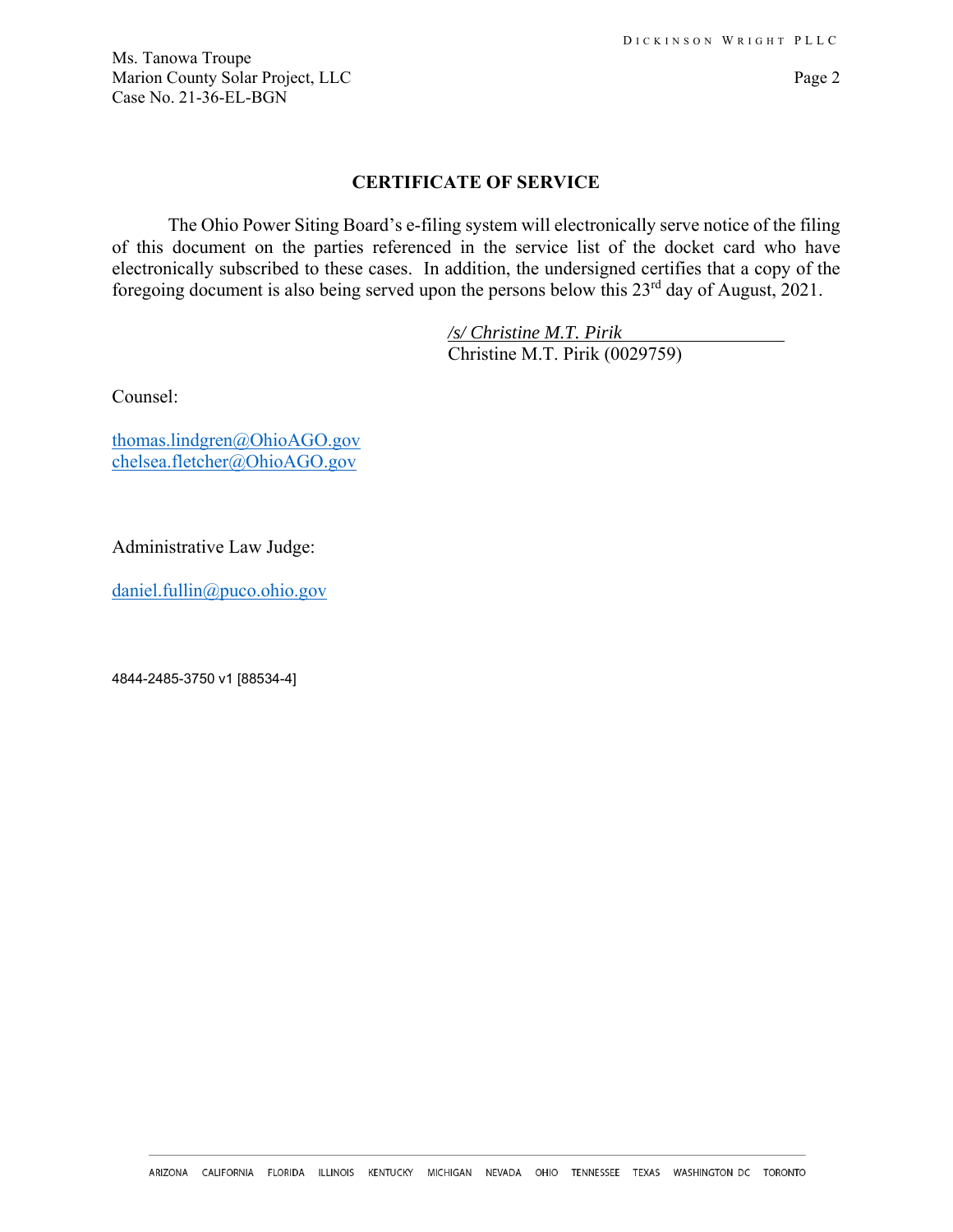## CERTIFICATE OF SERVICE

The Ohio Power Siting Board's e-filing system will electronically serve notice of the filing of this document on the parties referenced in the service list of the docket card who have electronically subscribed to these cases. In addition, the undersigned certifies that a copy of the foregoing document is also being served upon the persons below this 23rd day of August, 2021.

*/s/ Christine M.T. Pirik*
Christine M.T. Pirik (0029759)

Counsel:

thomas.lindgren@OhioAGO.gov
chelsea.fletcher@OhioAGO.gov

Administrative Law Judge:

daniel.fullin@puco.ohio.gov

4844-2485-3750 v1 [88534-4]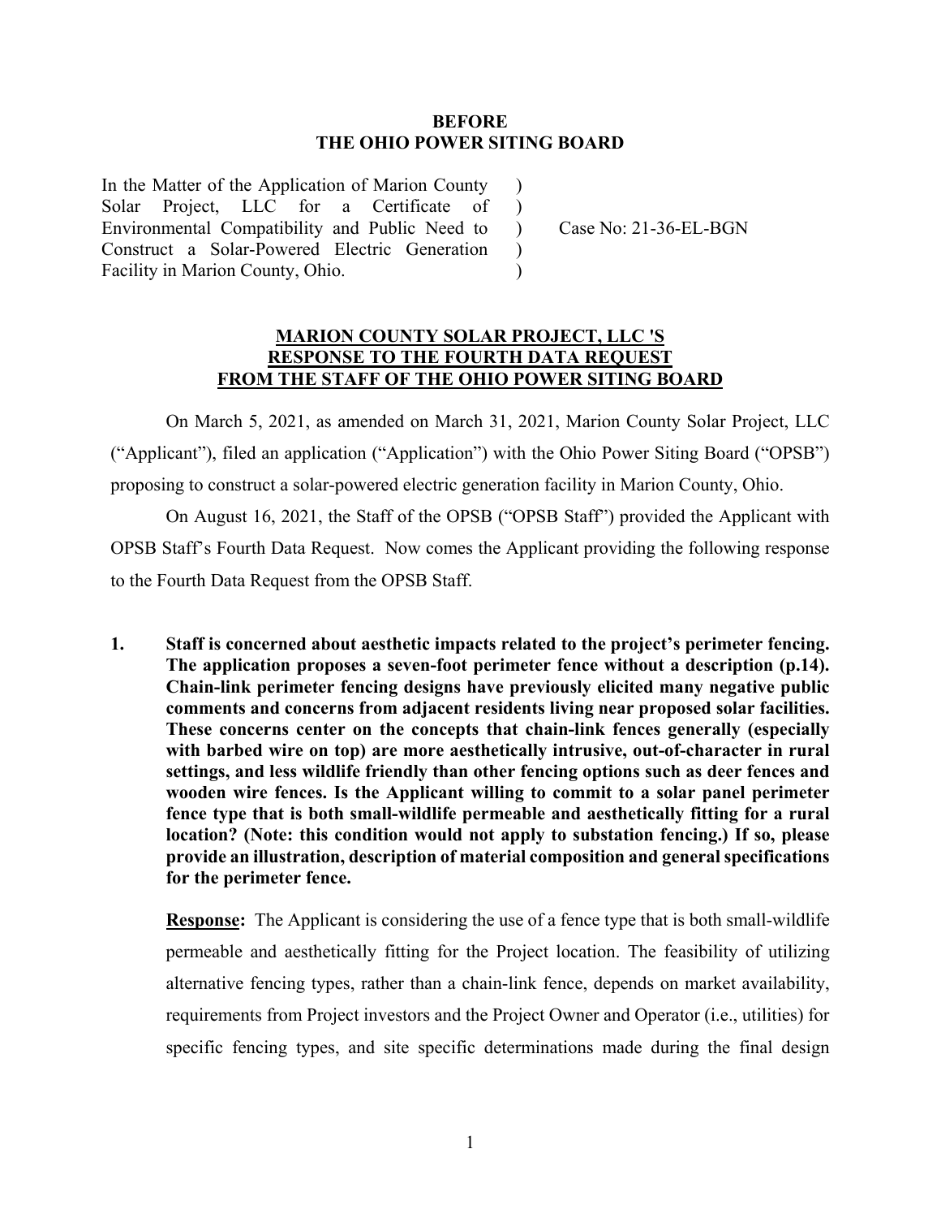**BEFORE**
**THE OHIO POWER SITING BOARD**

| | | |
|---|---|---|
| In the Matter of the Application of Marion County Solar Project, LLC for a Certificate of Environmental Compatibility and Public Need to Construct a Solar-Powered Electric Generation Facility in Marion County, Ohio. | ) ) ) ) ) | Case No: 21-36-EL-BGN |

**MARION COUNTY SOLAR PROJECT, LLC 'S RESPONSE TO THE FOURTH DATA REQUEST FROM THE STAFF OF THE OHIO POWER SITING BOARD**

On March 5, 2021, as amended on March 31, 2021, Marion County Solar Project, LLC ("Applicant"), filed an application ("Application") with the Ohio Power Siting Board ("OPSB") proposing to construct a solar-powered electric generation facility in Marion County, Ohio.

On August 16, 2021, the Staff of the OPSB ("OPSB Staff") provided the Applicant with OPSB Staff's Fourth Data Request. Now comes the Applicant providing the following response to the Fourth Data Request from the OPSB Staff.

1. **Staff is concerned about aesthetic impacts related to the project's perimeter fencing. The application proposes a seven-foot perimeter fence without a description (p.14). Chain-link perimeter fencing designs have previously elicited many negative public comments and concerns from adjacent residents living near proposed solar facilities. These concerns center on the concepts that chain-link fences generally (especially with barbed wire on top) are more aesthetically intrusive, out-of-character in rural settings, and less wildlife friendly than other fencing options such as deer fences and wooden wire fences. Is the Applicant willing to commit to a solar panel perimeter fence type that is both small-wildlife permeable and aesthetically fitting for a rural location? (Note: this condition would not apply to substation fencing.) If so, please provide an illustration, description of material composition and general specifications for the perimeter fence.**

   **Response:** The Applicant is considering the use of a fence type that is both small-wildlife permeable and aesthetically fitting for the Project location. The feasibility of utilizing alternative fencing types, rather than a chain-link fence, depends on market availability, requirements from Project investors and the Project Owner and Operator (i.e., utilities) for specific fencing types, and site specific determinations made during the final design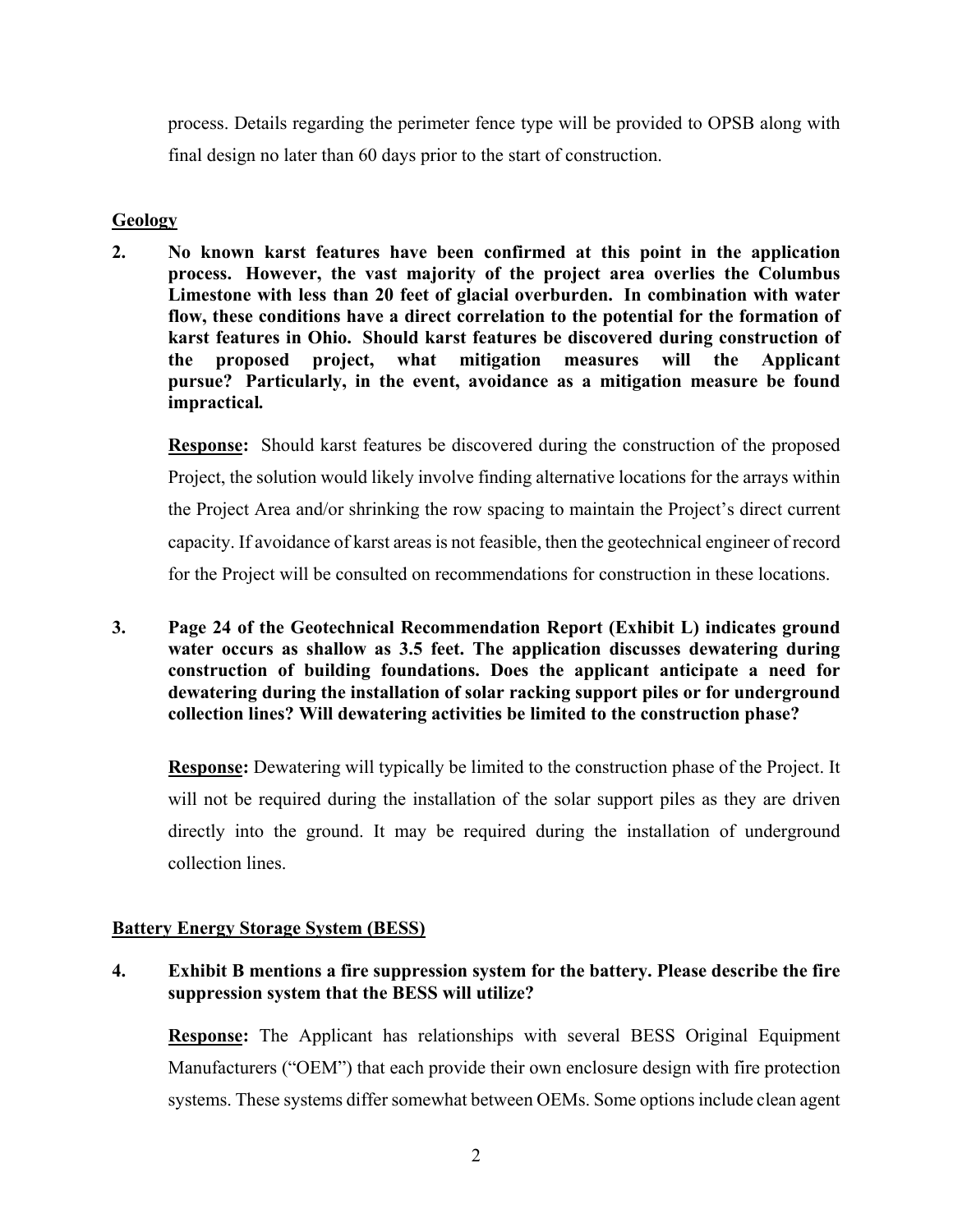process. Details regarding the perimeter fence type will be provided to OPSB along with final design no later than 60 days prior to the start of construction.

## Geology

**2. No known karst features have been confirmed at this point in the application process. However, the vast majority of the project area overlies the Columbus Limestone with less than 20 feet of glacial overburden. In combination with water flow, these conditions have a direct correlation to the potential for the formation of karst features in Ohio. Should karst features be discovered during construction of the proposed project, what mitigation measures will the Applicant pursue? Particularly, in the event, avoidance as a mitigation measure be found impractical.**

**Response:** Should karst features be discovered during the construction of the proposed Project, the solution would likely involve finding alternative locations for the arrays within the Project Area and/or shrinking the row spacing to maintain the Project's direct current capacity. If avoidance of karst areas is not feasible, then the geotechnical engineer of record for the Project will be consulted on recommendations for construction in these locations.

**3. Page 24 of the Geotechnical Recommendation Report (Exhibit L) indicates ground water occurs as shallow as 3.5 feet. The application discusses dewatering during construction of building foundations. Does the applicant anticipate a need for dewatering during the installation of solar racking support piles or for underground collection lines? Will dewatering activities be limited to the construction phase?**

**Response:** Dewatering will typically be limited to the construction phase of the Project. It will not be required during the installation of the solar support piles as they are driven directly into the ground. It may be required during the installation of underground collection lines.

## Battery Energy Storage System (BESS)

**4. Exhibit B mentions a fire suppression system for the battery. Please describe the fire suppression system that the BESS will utilize?**

**Response:** The Applicant has relationships with several BESS Original Equipment Manufacturers ("OEM") that each provide their own enclosure design with fire protection systems. These systems differ somewhat between OEMs. Some options include clean agent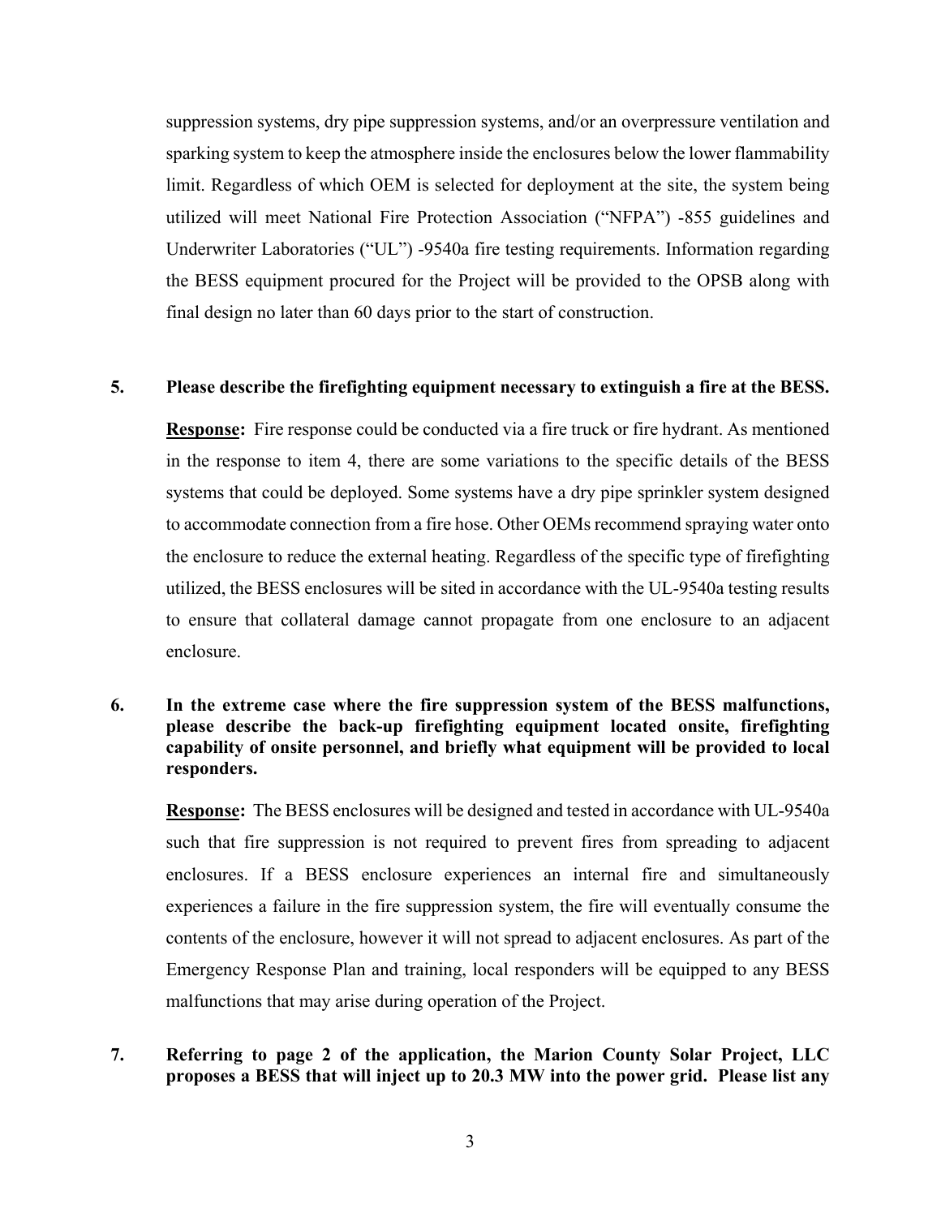suppression systems, dry pipe suppression systems, and/or an overpressure ventilation and sparking system to keep the atmosphere inside the enclosures below the lower flammability limit. Regardless of which OEM is selected for deployment at the site, the system being utilized will meet National Fire Protection Association ("NFPA") -855 guidelines and Underwriter Laboratories ("UL") -9540a fire testing requirements. Information regarding the BESS equipment procured for the Project will be provided to the OPSB along with final design no later than 60 days prior to the start of construction.

**5. Please describe the firefighting equipment necessary to extinguish a fire at the BESS.**

**Response:** Fire response could be conducted via a fire truck or fire hydrant. As mentioned in the response to item 4, there are some variations to the specific details of the BESS systems that could be deployed. Some systems have a dry pipe sprinkler system designed to accommodate connection from a fire hose. Other OEMs recommend spraying water onto the enclosure to reduce the external heating. Regardless of the specific type of firefighting utilized, the BESS enclosures will be sited in accordance with the UL-9540a testing results to ensure that collateral damage cannot propagate from one enclosure to an adjacent enclosure.

**6. In the extreme case where the fire suppression system of the BESS malfunctions, please describe the back-up firefighting equipment located onsite, firefighting capability of onsite personnel, and briefly what equipment will be provided to local responders.**

**Response:** The BESS enclosures will be designed and tested in accordance with UL-9540a such that fire suppression is not required to prevent fires from spreading to adjacent enclosures. If a BESS enclosure experiences an internal fire and simultaneously experiences a failure in the fire suppression system, the fire will eventually consume the contents of the enclosure, however it will not spread to adjacent enclosures. As part of the Emergency Response Plan and training, local responders will be equipped to any BESS malfunctions that may arise during operation of the Project.

**7. Referring to page 2 of the application, the Marion County Solar Project, LLC proposes a BESS that will inject up to 20.3 MW into the power grid. Please list any**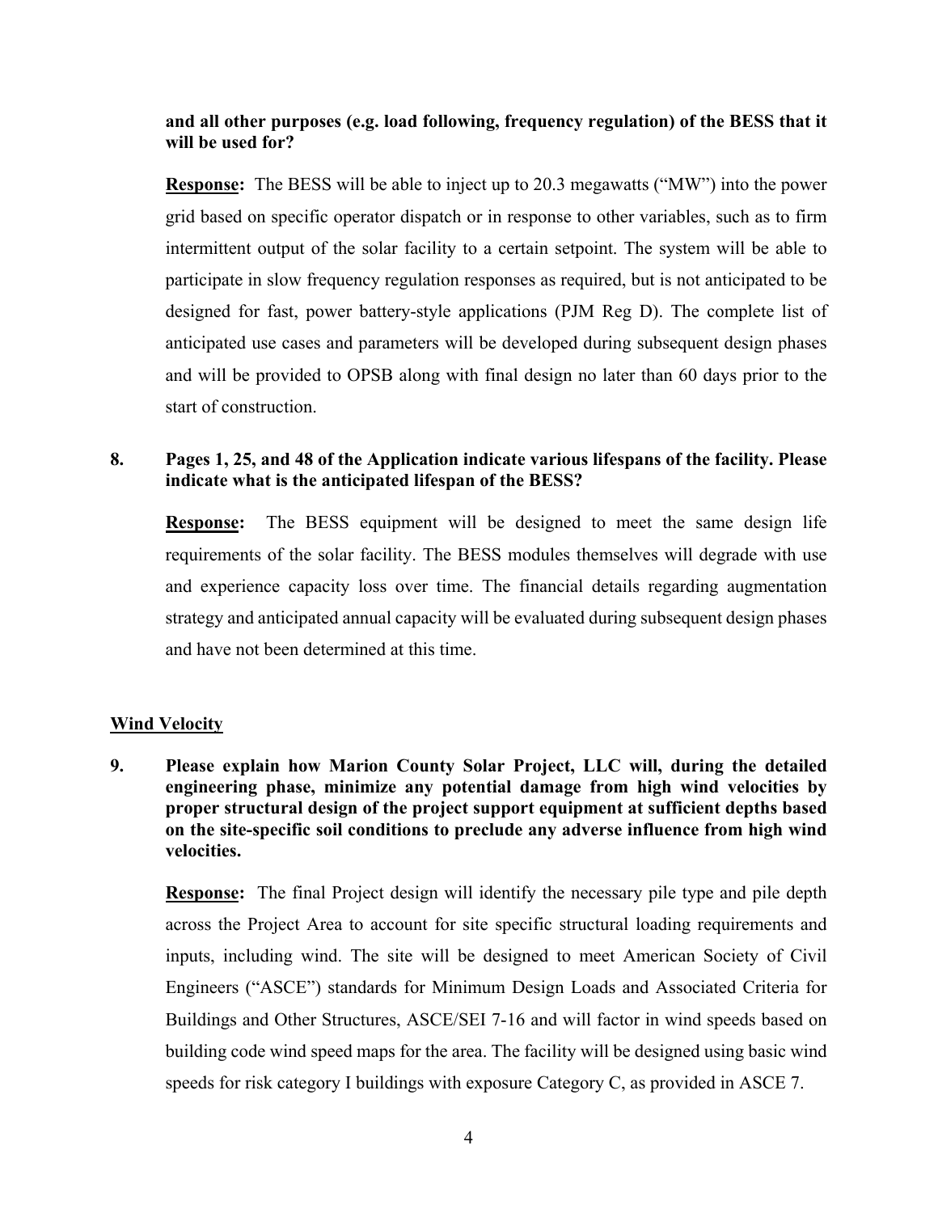**and all other purposes (e.g. load following, frequency regulation) of the BESS that it will be used for?**

**Response:** The BESS will be able to inject up to 20.3 megawatts ("MW") into the power grid based on specific operator dispatch or in response to other variables, such as to firm intermittent output of the solar facility to a certain setpoint. The system will be able to participate in slow frequency regulation responses as required, but is not anticipated to be designed for fast, power battery-style applications (PJM Reg D). The complete list of anticipated use cases and parameters will be developed during subsequent design phases and will be provided to OPSB along with final design no later than 60 days prior to the start of construction.

**8. Pages 1, 25, and 48 of the Application indicate various lifespans of the facility. Please indicate what is the anticipated lifespan of the BESS?**

**Response:** The BESS equipment will be designed to meet the same design life requirements of the solar facility. The BESS modules themselves will degrade with use and experience capacity loss over time. The financial details regarding augmentation strategy and anticipated annual capacity will be evaluated during subsequent design phases and have not been determined at this time.

**Wind Velocity**

**9. Please explain how Marion County Solar Project, LLC will, during the detailed engineering phase, minimize any potential damage from high wind velocities by proper structural design of the project support equipment at sufficient depths based on the site-specific soil conditions to preclude any adverse influence from high wind velocities.**

**Response:** The final Project design will identify the necessary pile type and pile depth across the Project Area to account for site specific structural loading requirements and inputs, including wind. The site will be designed to meet American Society of Civil Engineers ("ASCE") standards for Minimum Design Loads and Associated Criteria for Buildings and Other Structures, ASCE/SEI 7-16 and will factor in wind speeds based on building code wind speed maps for the area. The facility will be designed using basic wind speeds for risk category I buildings with exposure Category C, as provided in ASCE 7.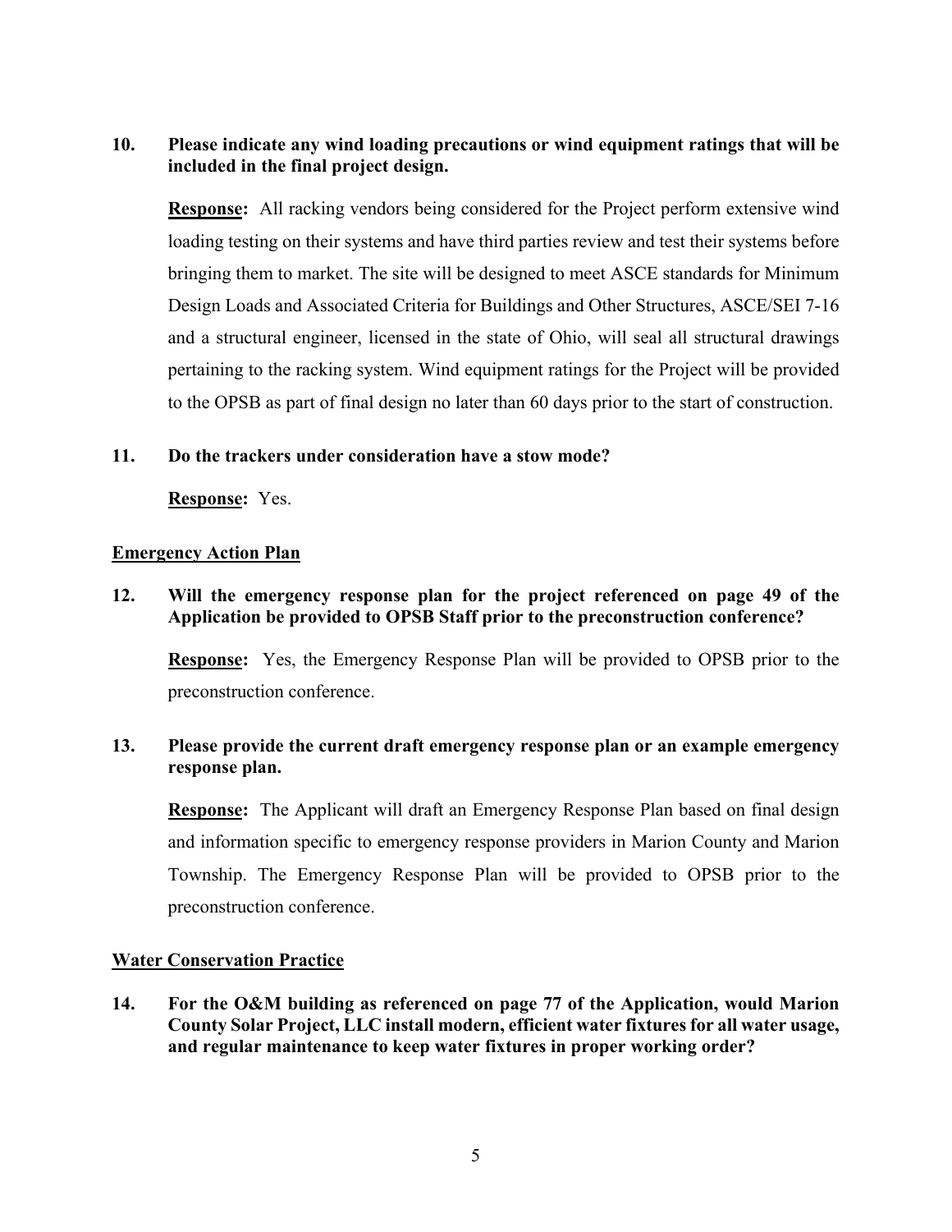**10. Please indicate any wind loading precautions or wind equipment ratings that will be included in the final project design.**

**Response:** All racking vendors being considered for the Project perform extensive wind loading testing on their systems and have third parties review and test their systems before bringing them to market. The site will be designed to meet ASCE standards for Minimum Design Loads and Associated Criteria for Buildings and Other Structures, ASCE/SEI 7-16 and a structural engineer, licensed in the state of Ohio, will seal all structural drawings pertaining to the racking system. Wind equipment ratings for the Project will be provided to the OPSB as part of final design no later than 60 days prior to the start of construction.

**11. Do the trackers under consideration have a stow mode?**

**Response:** Yes.

## Emergency Action Plan

**12. Will the emergency response plan for the project referenced on page 49 of the Application be provided to OPSB Staff prior to the preconstruction conference?**

**Response:** Yes, the Emergency Response Plan will be provided to OPSB prior to the preconstruction conference.

**13. Please provide the current draft emergency response plan or an example emergency response plan.**

**Response:** The Applicant will draft an Emergency Response Plan based on final design and information specific to emergency response providers in Marion County and Marion Township. The Emergency Response Plan will be provided to OPSB prior to the preconstruction conference.

## Water Conservation Practice

**14. For the O&M building as referenced on page 77 of the Application, would Marion County Solar Project, LLC install modern, efficient water fixtures for all water usage, and regular maintenance to keep water fixtures in proper working order?**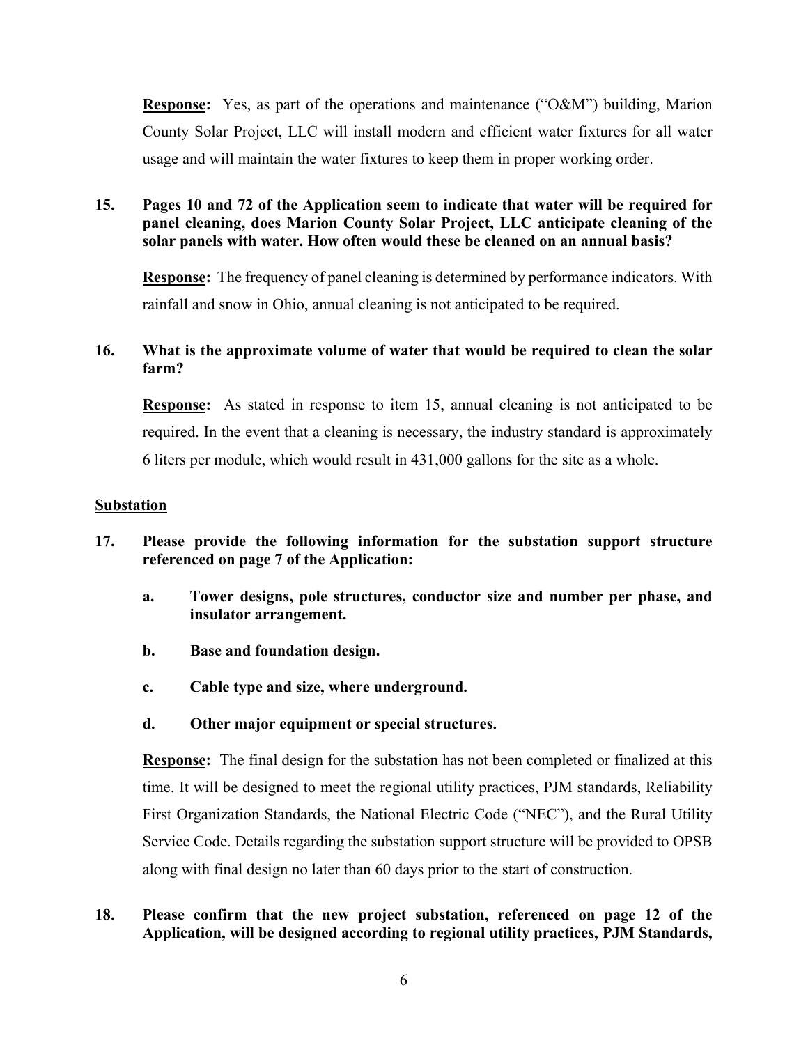**Response:** Yes, as part of the operations and maintenance ("O&M") building, Marion County Solar Project, LLC will install modern and efficient water fixtures for all water usage and will maintain the water fixtures to keep them in proper working order.

**15. Pages 10 and 72 of the Application seem to indicate that water will be required for panel cleaning, does Marion County Solar Project, LLC anticipate cleaning of the solar panels with water. How often would these be cleaned on an annual basis?**

**Response:** The frequency of panel cleaning is determined by performance indicators. With rainfall and snow in Ohio, annual cleaning is not anticipated to be required.

**16. What is the approximate volume of water that would be required to clean the solar farm?**

**Response:** As stated in response to item 15, annual cleaning is not anticipated to be required. In the event that a cleaning is necessary, the industry standard is approximately 6 liters per module, which would result in 431,000 gallons for the site as a whole.

**Substation**

**17. Please provide the following information for the substation support structure referenced on page 7 of the Application:**

**a. Tower designs, pole structures, conductor size and number per phase, and insulator arrangement.**

**b. Base and foundation design.**

**c. Cable type and size, where underground.**

**d. Other major equipment or special structures.**

**Response:** The final design for the substation has not been completed or finalized at this time. It will be designed to meet the regional utility practices, PJM standards, Reliability First Organization Standards, the National Electric Code ("NEC"), and the Rural Utility Service Code. Details regarding the substation support structure will be provided to OPSB along with final design no later than 60 days prior to the start of construction.

**18. Please confirm that the new project substation, referenced on page 12 of the Application, will be designed according to regional utility practices, PJM Standards,**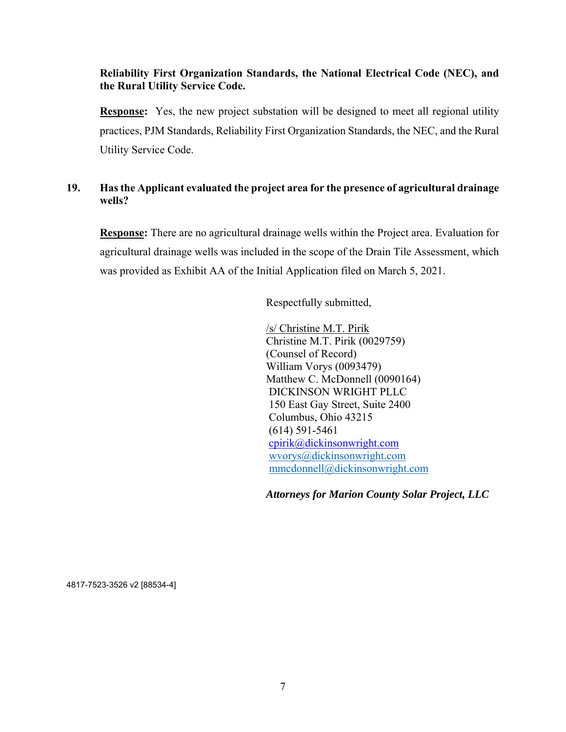**Reliability First Organization Standards, the National Electrical Code (NEC), and the Rural Utility Service Code.**

**Response:** Yes, the new project substation will be designed to meet all regional utility practices, PJM Standards, Reliability First Organization Standards, the NEC, and the Rural Utility Service Code.

**19. Has the Applicant evaluated the project area for the presence of agricultural drainage wells?**

**Response:** There are no agricultural drainage wells within the Project area. Evaluation for agricultural drainage wells was included in the scope of the Drain Tile Assessment, which was provided as Exhibit AA of the Initial Application filed on March 5, 2021.

Respectfully submitted,

/s/ Christine M.T. Pirik
Christine M.T. Pirik (0029759)
(Counsel of Record)
William Vorys (0093479)
Matthew C. McDonnell (0090164)
DICKINSON WRIGHT PLLC
150 East Gay Street, Suite 2400
Columbus, Ohio 43215
(614) 591-5461
cpirik@dickinsonwright.com
wvorys@dickinsonwright.com
mmcdonnell@dickinsonwright.com

***Attorneys for Marion County Solar Project, LLC***

4817-7523-3526 v2 [88534-4]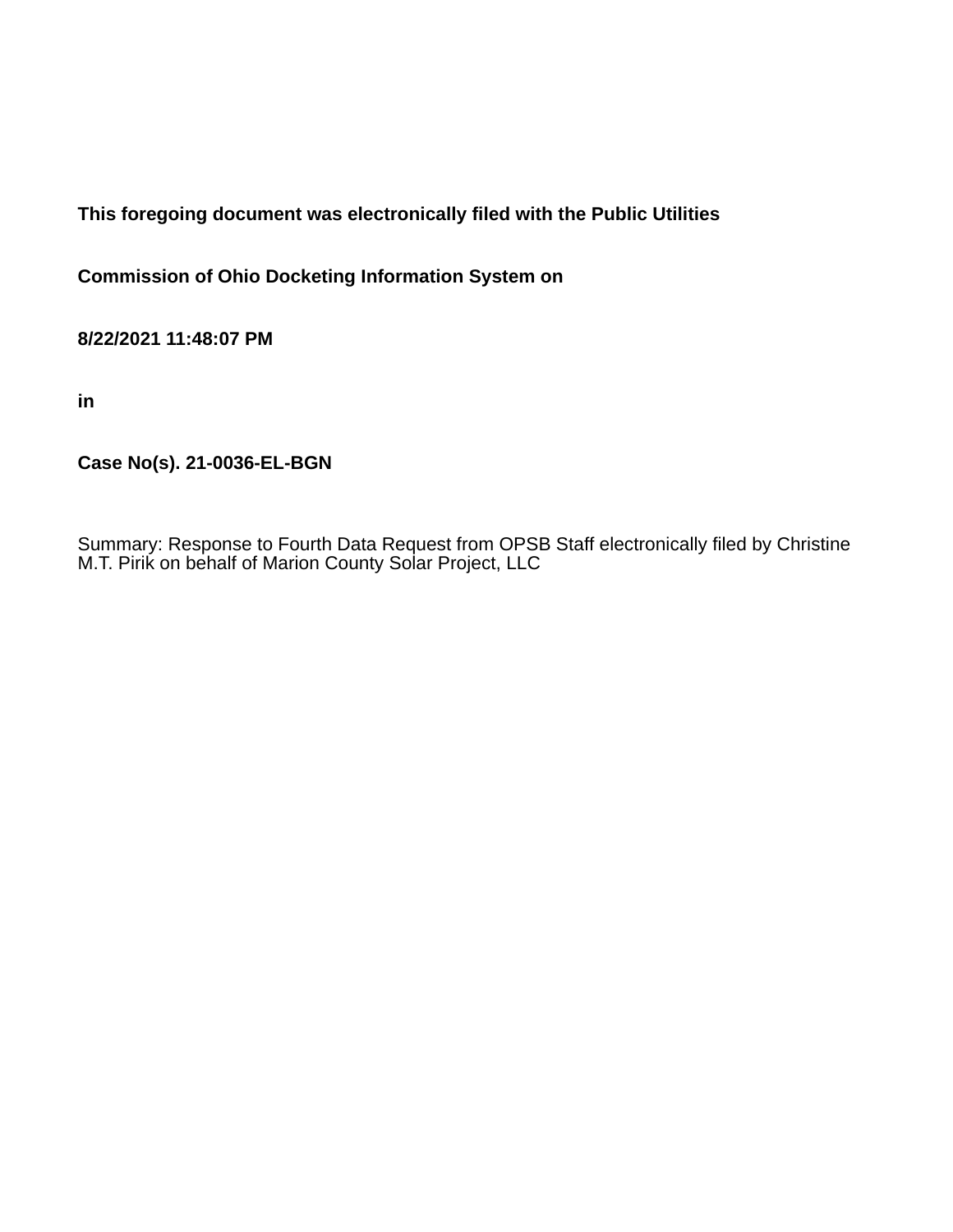**This foregoing document was electronically filed with the Public Utilities**

**Commission of Ohio Docketing Information System on**

**8/22/2021 11:48:07 PM**

**in**

**Case No(s). 21-0036-EL-BGN**

Summary: Response to Fourth Data Request from OPSB Staff electronically filed by Christine M.T. Pirik on behalf of Marion County Solar Project, LLC